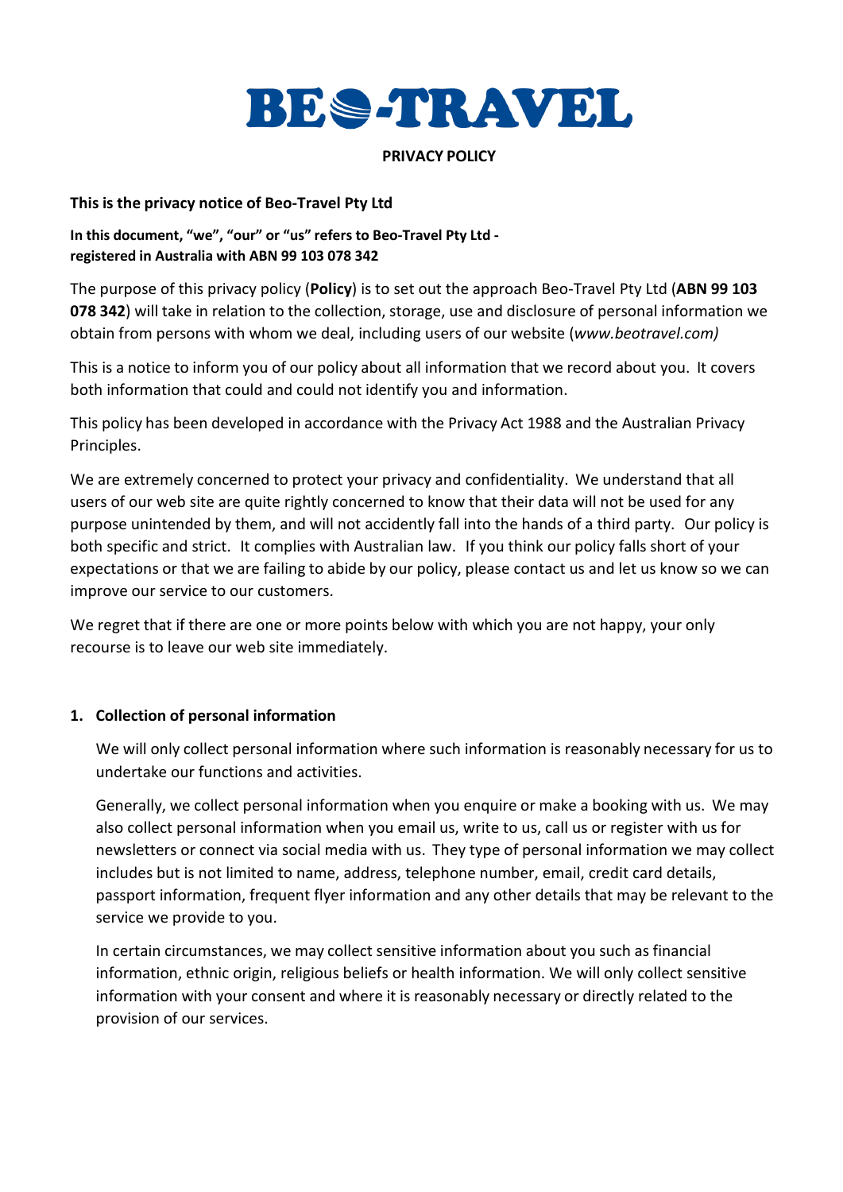# BEO-TRAVEL

**PRIVACY POLICY**

**This is the privacy notice of Beo-Travel Pty Ltd**

**In this document, "we", "our" or "us" refers to Beo-Travel Pty Ltd - registered in Australia with ABN 99 103 078 342**

The purpose of this privacy policy (**Policy**) is to set out the approach Beo-Travel Pty Ltd (**ABN 99 103 078 342**) will take in relation to the collection, storage, use and disclosure of personal information we obtain from persons with whom we deal, including users of our website (*www.beotravel.com)*

This is a notice to inform you of our policy about all information that we record about you. It covers both information that could and could not identify you and information.

This policy has been developed in accordance with the Privacy Act 1988 and the Australian Privacy Principles.

We are extremely concerned to protect your privacy and confidentiality. We understand that all users of our web site are quite rightly concerned to know that their data will not be used for any purpose unintended by them, and will not accidently fall into the hands of a third party. Our policy is both specific and strict. It complies with Australian law. If you think our policy falls short of your expectations or that we are failing to abide by our policy, please contact us and let us know so we can improve our service to our customers.

We regret that if there are one or more points below with which you are not happy, your only recourse is to leave our web site immediately.

## 1. Collection of personal information

We will only collect personal information where such information is reasonably necessary for us to undertake our functions and activities.

Generally, we collect personal information when you enquire or make a booking with us. We may also collect personal information when you email us, write to us, call us or register with us for newsletters or connect via social media with us. They type of personal information we may collect includes but is not limited to name, address, telephone number, email, credit card details, passport information, frequent flyer information and any other details that may be relevant to the service we provide to you.

In certain circumstances, we may collect sensitive information about you such as financial information, ethnic origin, religious beliefs or health information. We will only collect sensitive information with your consent and where it is reasonably necessary or directly related to the provision of our services.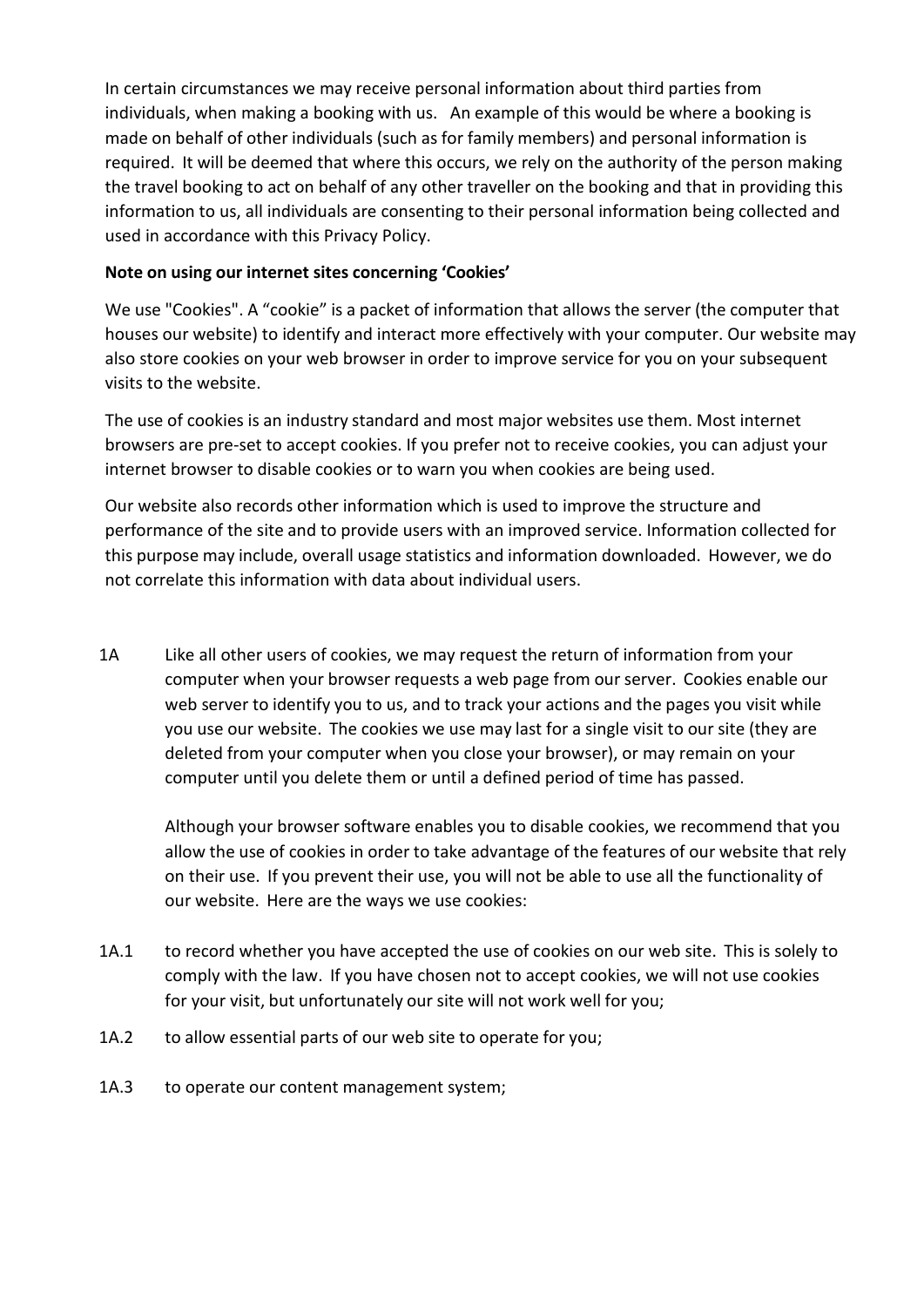In certain circumstances we may receive personal information about third parties from individuals, when making a booking with us. An example of this would be where a booking is made on behalf of other individuals (such as for family members) and personal information is required. It will be deemed that where this occurs, we rely on the authority of the person making the travel booking to act on behalf of any other traveller on the booking and that in providing this information to us, all individuals are consenting to their personal information being collected and used in accordance with this Privacy Policy.

**Note on using our internet sites concerning 'Cookies'**

We use "Cookies". A "cookie" is a packet of information that allows the server (the computer that houses our website) to identify and interact more effectively with your computer. Our website may also store cookies on your web browser in order to improve service for you on your subsequent visits to the website.

The use of cookies is an industry standard and most major websites use them. Most internet browsers are pre-set to accept cookies. If you prefer not to receive cookies, you can adjust your internet browser to disable cookies or to warn you when cookies are being used.

Our website also records other information which is used to improve the structure and performance of the site and to provide users with an improved service. Information collected for this purpose may include, overall usage statistics and information downloaded. However, we do not correlate this information with data about individual users.

1A Like all other users of cookies, we may request the return of information from your computer when your browser requests a web page from our server. Cookies enable our web server to identify you to us, and to track your actions and the pages you visit while you use our website. The cookies we use may last for a single visit to our site (they are deleted from your computer when you close your browser), or may remain on your computer until you delete them or until a defined period of time has passed.

Although your browser software enables you to disable cookies, we recommend that you allow the use of cookies in order to take advantage of the features of our website that rely on their use. If you prevent their use, you will not be able to use all the functionality of our website. Here are the ways we use cookies:

1A.1 to record whether you have accepted the use of cookies on our web site. This is solely to comply with the law. If you have chosen not to accept cookies, we will not use cookies for your visit, but unfortunately our site will not work well for you;

1A.2 to allow essential parts of our web site to operate for you;

1A.3 to operate our content management system;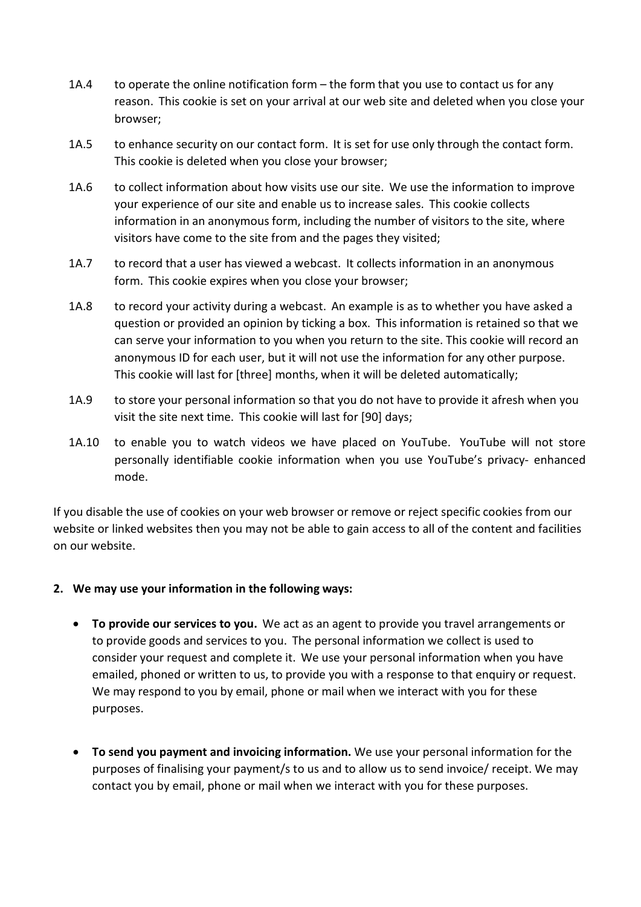1A.4 to operate the online notification form – the form that you use to contact us for any reason. This cookie is set on your arrival at our web site and deleted when you close your browser;

1A.5 to enhance security on our contact form. It is set for use only through the contact form. This cookie is deleted when you close your browser;

1A.6 to collect information about how visits use our site. We use the information to improve your experience of our site and enable us to increase sales. This cookie collects information in an anonymous form, including the number of visitors to the site, where visitors have come to the site from and the pages they visited;

1A.7 to record that a user has viewed a webcast. It collects information in an anonymous form. This cookie expires when you close your browser;

1A.8 to record your activity during a webcast. An example is as to whether you have asked a question or provided an opinion by ticking a box. This information is retained so that we can serve your information to you when you return to the site. This cookie will record an anonymous ID for each user, but it will not use the information for any other purpose. This cookie will last for [three] months, when it will be deleted automatically;

1A.9 to store your personal information so that you do not have to provide it afresh when you visit the site next time. This cookie will last for [90] days;

1A.10 to enable you to watch videos we have placed on YouTube. YouTube will not store personally identifiable cookie information when you use YouTube's privacy- enhanced mode.

If you disable the use of cookies on your web browser or remove or reject specific cookies from our website or linked websites then you may not be able to gain access to all of the content and facilities on our website.

**2. We may use your information in the following ways:**

- **To provide our services to you.** We act as an agent to provide you travel arrangements or to provide goods and services to you. The personal information we collect is used to consider your request and complete it. We use your personal information when you have emailed, phoned or written to us, to provide you with a response to that enquiry or request. We may respond to you by email, phone or mail when we interact with you for these purposes.

- **To send you payment and invoicing information.** We use your personal information for the purposes of finalising your payment/s to us and to allow us to send invoice/ receipt. We may contact you by email, phone or mail when we interact with you for these purposes.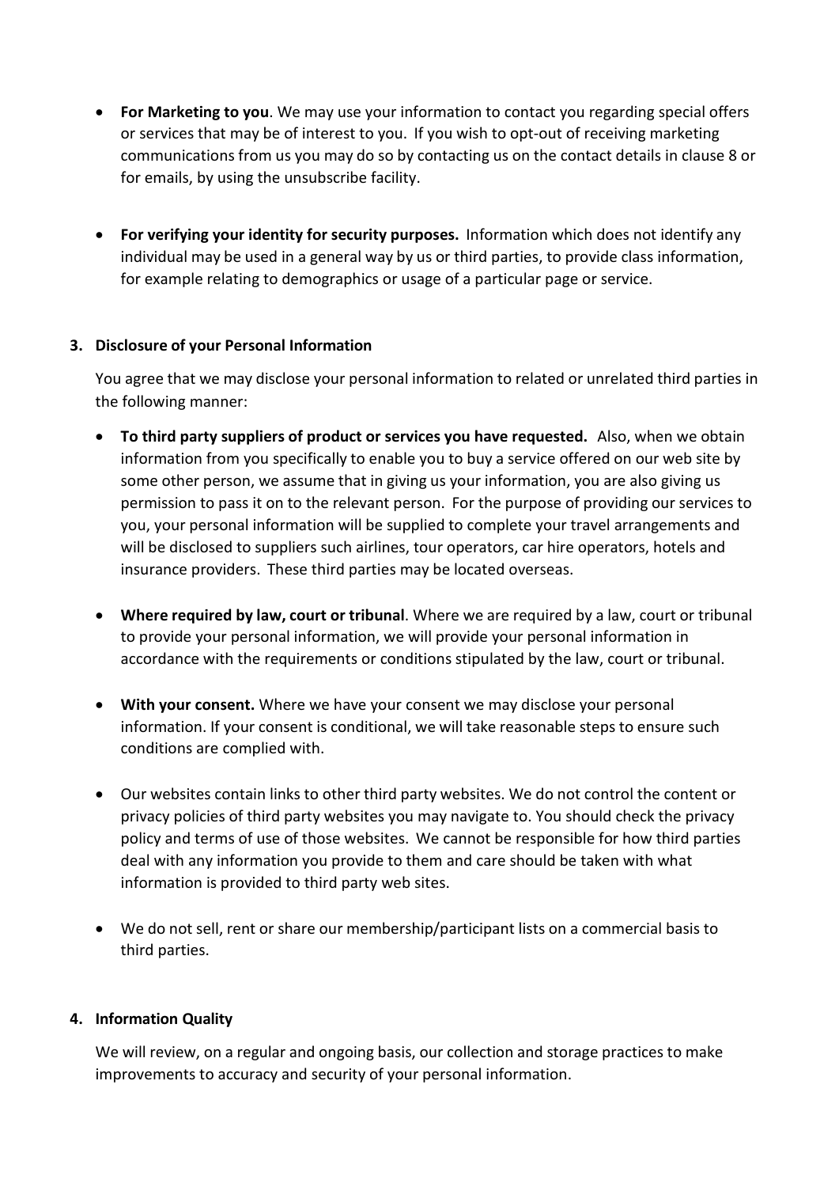- **For Marketing to you**. We may use your information to contact you regarding special offers or services that may be of interest to you. If you wish to opt-out of receiving marketing communications from us you may do so by contacting us on the contact details in clause 8 or for emails, by using the unsubscribe facility.

- **For verifying your identity for security purposes.** Information which does not identify any individual may be used in a general way by us or third parties, to provide class information, for example relating to demographics or usage of a particular page or service.

## 3. Disclosure of your Personal Information

You agree that we may disclose your personal information to related or unrelated third parties in the following manner:

- **To third party suppliers of product or services you have requested.** Also, when we obtain information from you specifically to enable you to buy a service offered on our web site by some other person, we assume that in giving us your information, you are also giving us permission to pass it on to the relevant person. For the purpose of providing our services to you, your personal information will be supplied to complete your travel arrangements and will be disclosed to suppliers such airlines, tour operators, car hire operators, hotels and insurance providers. These third parties may be located overseas.

- **Where required by law, court or tribunal**. Where we are required by a law, court or tribunal to provide your personal information, we will provide your personal information in accordance with the requirements or conditions stipulated by the law, court or tribunal.

- **With your consent.** Where we have your consent we may disclose your personal information. If your consent is conditional, we will take reasonable steps to ensure such conditions are complied with.

- Our websites contain links to other third party websites. We do not control the content or privacy policies of third party websites you may navigate to. You should check the privacy policy and terms of use of those websites. We cannot be responsible for how third parties deal with any information you provide to them and care should be taken with what information is provided to third party web sites.

- We do not sell, rent or share our membership/participant lists on a commercial basis to third parties.

## 4. Information Quality

We will review, on a regular and ongoing basis, our collection and storage practices to make improvements to accuracy and security of your personal information.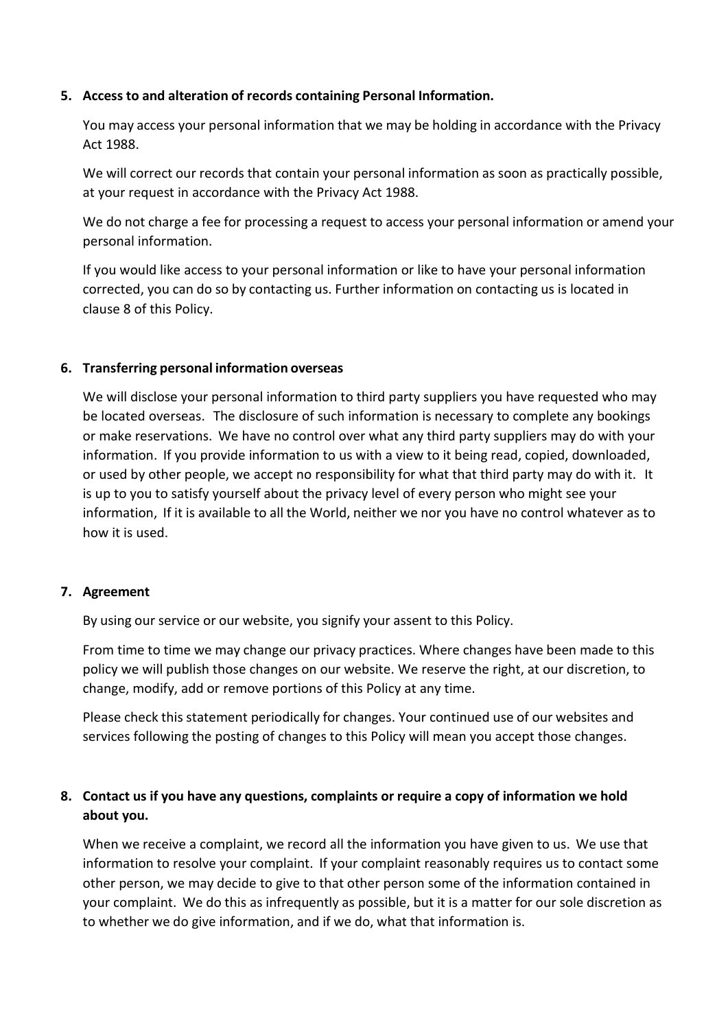## 5. Access to and alteration of records containing Personal Information.

You may access your personal information that we may be holding in accordance with the Privacy Act 1988.

We will correct our records that contain your personal information as soon as practically possible, at your request in accordance with the Privacy Act 1988.

We do not charge a fee for processing a request to access your personal information or amend your personal information.

If you would like access to your personal information or like to have your personal information corrected, you can do so by contacting us. Further information on contacting us is located in clause 8 of this Policy.

## 6. Transferring personal information overseas

We will disclose your personal information to third party suppliers you have requested who may be located overseas. The disclosure of such information is necessary to complete any bookings or make reservations. We have no control over what any third party suppliers may do with your information. If you provide information to us with a view to it being read, copied, downloaded, or used by other people, we accept no responsibility for what that third party may do with it. It is up to you to satisfy yourself about the privacy level of every person who might see your information, If it is available to all the World, neither we nor you have no control whatever as to how it is used.

## 7. Agreement

By using our service or our website, you signify your assent to this Policy.

From time to time we may change our privacy practices. Where changes have been made to this policy we will publish those changes on our website. We reserve the right, at our discretion, to change, modify, add or remove portions of this Policy at any time.

Please check this statement periodically for changes. Your continued use of our websites and services following the posting of changes to this Policy will mean you accept those changes.

## 8. Contact us if you have any questions, complaints or require a copy of information we hold about you.

When we receive a complaint, we record all the information you have given to us. We use that information to resolve your complaint. If your complaint reasonably requires us to contact some other person, we may decide to give to that other person some of the information contained in your complaint. We do this as infrequently as possible, but it is a matter for our sole discretion as to whether we do give information, and if we do, what that information is.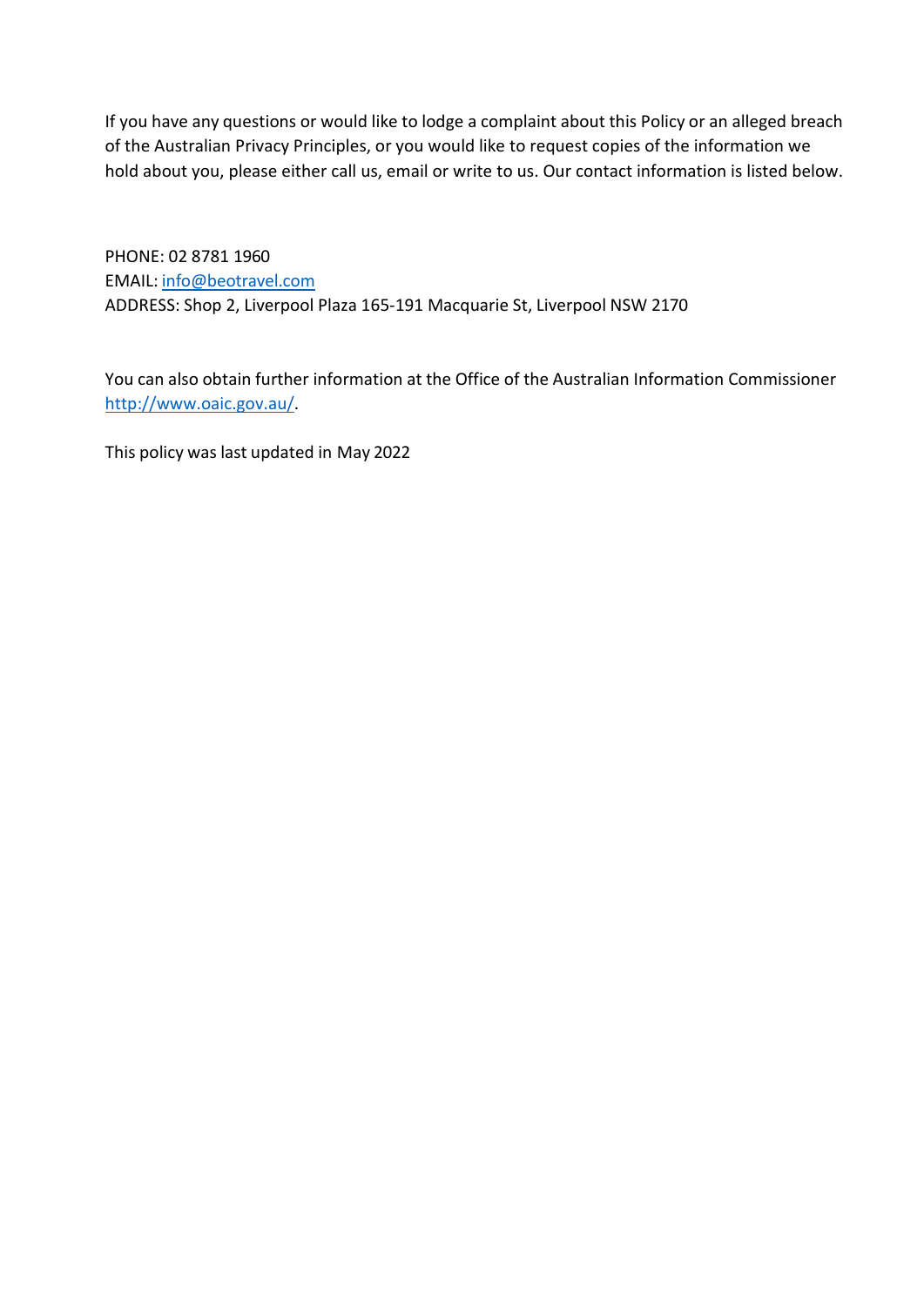If you have any questions or would like to lodge a complaint about this Policy or an alleged breach of the Australian Privacy Principles, or you would like to request copies of the information we hold about you, please either call us, email or write to us. Our contact information is listed below.

PHONE: 02 8781 1960  
EMAIL: info@beotravel.com  
ADDRESS: Shop 2, Liverpool Plaza 165-191 Macquarie St, Liverpool NSW 2170

You can also obtain further information at the Office of the Australian Information Commissioner http://www.oaic.gov.au/.

This policy was last updated in May 2022